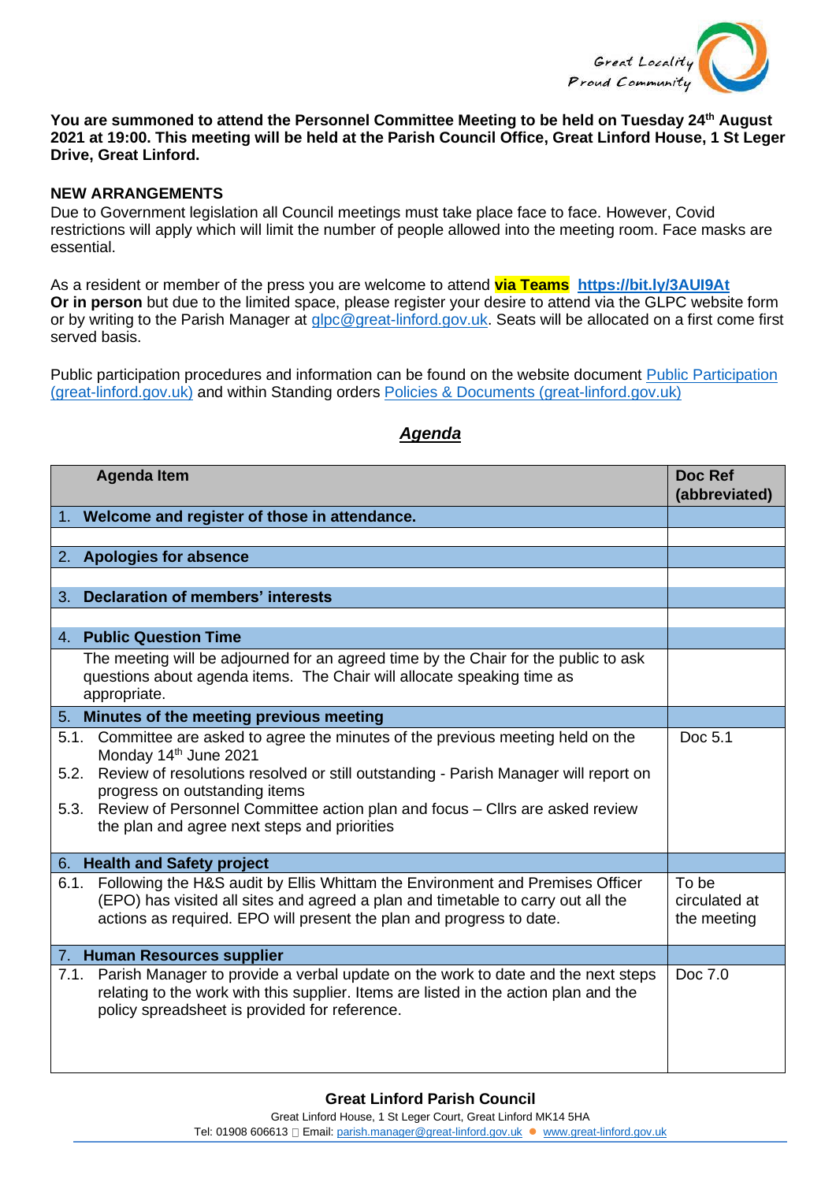**You are summoned to attend the Personnel Committee Meeting to be held on Tuesday 24th August 2021 at 19:00. This meeting will be held at the Parish Council Office, Great Linford House, 1 St Leger Drive, Great Linford.**

**NEW ARRANGEMENTS**

Due to Government legislation all Council meetings must take place face to face. However, Covid restrictions will apply which will limit the number of people allowed into the meeting room. Face masks are essential.

As a resident or member of the press you are welcome to attend **via Teams** **https://bit.ly/3AUI9At**
**Or in person** but due to the limited space, please register your desire to attend via the GLPC website form or by writing to the Parish Manager at glpc@great-linford.gov.uk. Seats will be allocated on a first come first served basis.

Public participation procedures and information can be found on the website document Public Participation (great-linford.gov.uk) and within Standing orders Policies & Documents (great-linford.gov.uk)

## *Agenda*

| Agenda Item | Doc Ref (abbreviated) |
|---|---|
| 1. **Welcome and register of those in attendance.** | |
| | |
| 2. **Apologies for absence** | |
| | |
| 3. **Declaration of members' interests** | |
| | |
| 4. **Public Question Time** | |
| The meeting will be adjourned for an agreed time by the Chair for the public to ask questions about agenda items. The Chair will allocate speaking time as appropriate. | |
| 5. **Minutes of the meeting previous meeting** | |
| 5.1. Committee are asked to agree the minutes of the previous meeting held on the Monday 14th June 2021<br>5.2. Review of resolutions resolved or still outstanding - Parish Manager will report on progress on outstanding items<br>5.3. Review of Personnel Committee action plan and focus – Cllrs are asked review the plan and agree next steps and priorities | Doc 5.1 |
| 6. **Health and Safety project** | |
| 6.1. Following the H&S audit by Ellis Whittam the Environment and Premises Officer (EPO) has visited all sites and agreed a plan and timetable to carry out all the actions as required. EPO will present the plan and progress to date. | To be circulated at the meeting |
| 7. **Human Resources supplier** | |
| 7.1. Parish Manager to provide a verbal update on the work to date and the next steps relating to the work with this supplier. Items are listed in the action plan and the policy spreadsheet is provided for reference. | Doc 7.0 |

**Great Linford Parish Council**
Great Linford House, 1 St Leger Court, Great Linford MK14 5HA
Tel: 01908 606613 Email: parish.manager@great-linford.gov.uk ● www.great-linford.gov.uk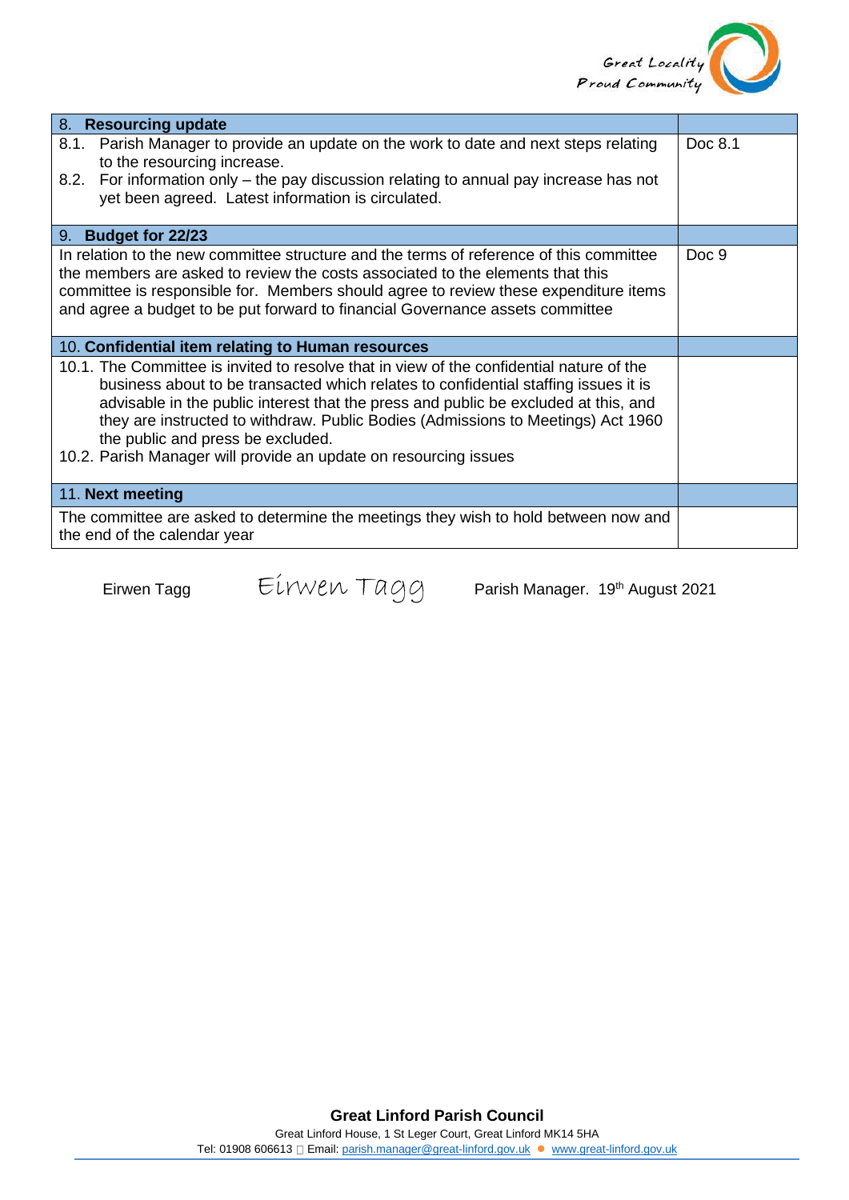| | |
|---|---|
| **8. Resourcing update** | |
| 8.1. Parish Manager to provide an update on the work to date and next steps relating to the resourcing increase.<br>8.2. For information only – the pay discussion relating to annual pay increase has not yet been agreed. Latest information is circulated. | Doc 8.1 |
| **9. Budget for 22/23** | |
| In relation to the new committee structure and the terms of reference of this committee the members are asked to review the costs associated to the elements that this committee is responsible for. Members should agree to review these expenditure items and agree a budget to be put forward to financial Governance assets committee | Doc 9 |
| 10. **Confidential item relating to Human resources** | |
| 10.1. The Committee is invited to resolve that in view of the confidential nature of the business about to be transacted which relates to confidential staffing issues it is advisable in the public interest that the press and public be excluded at this, and they are instructed to withdraw. Public Bodies (Admissions to Meetings) Act 1960 the public and press be excluded.<br>10.2. Parish Manager will provide an update on resourcing issues | |
| 11. **Next meeting** | |
| The committee are asked to determine the meetings they wish to hold between now and the end of the calendar year | |

Eirwen Tagg    Eirwen Tagg    Parish Manager. 19th August 2021

**Great Linford Parish Council**

Great Linford House, 1 St Leger Court, Great Linford MK14 5HA

Tel: 01908 606613 Email: parish.manager@great-linford.gov.uk ● www.great-linford.gov.uk